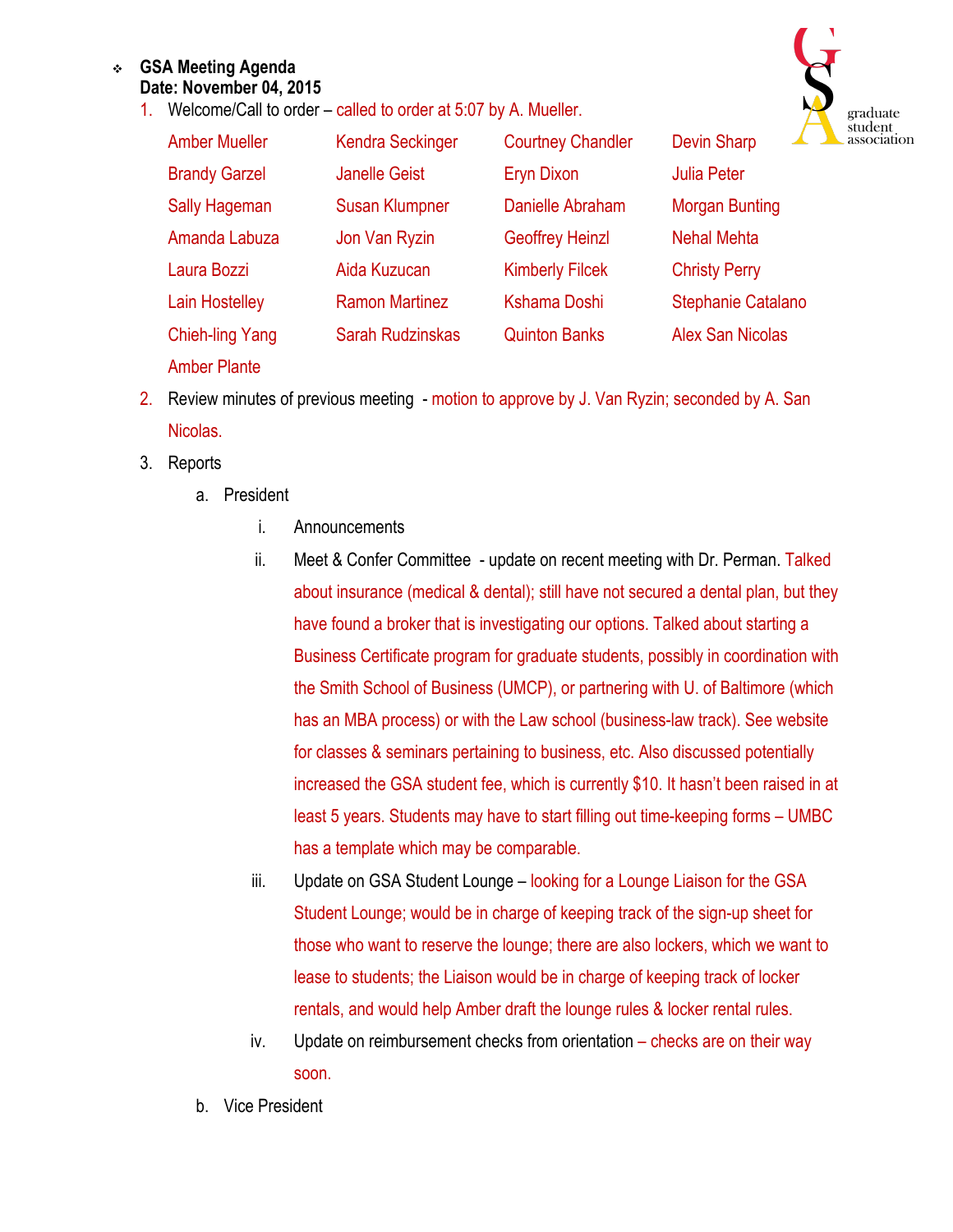- **GSA Meeting Agenda**
  **Date: November 04, 2015**

1. Welcome/Call to order – called to order at 5:07 by A. Mueller.

| | | | |
|---|---|---|---|
| Amber Mueller | Kendra Seckinger | Courtney Chandler | Devin Sharp |
| Brandy Garzel | Janelle Geist | Eryn Dixon | Julia Peter |
| Sally Hageman | Susan Klumpner | Danielle Abraham | Morgan Bunting |
| Amanda Labuza | Jon Van Ryzin | Geoffrey Heinzl | Nehal Mehta |
| Laura Bozzi | Aida Kuzucan | Kimberly Filcek | Christy Perry |
| Lain Hostelley | Ramon Martinez | Kshama Doshi | Stephanie Catalano |
| Chieh-ling Yang | Sarah Rudzinskas | Quinton Banks | Alex San Nicolas |
| Amber Plante | | | |

2. Review minutes of previous meeting - motion to approve by J. Van Ryzin; seconded by A. San Nicolas.
3. Reports
   a. President
      i. Announcements
      ii. Meet & Confer Committee - update on recent meeting with Dr. Perman. Talked about insurance (medical & dental); still have not secured a dental plan, but they have found a broker that is investigating our options. Talked about starting a Business Certificate program for graduate students, possibly in coordination with the Smith School of Business (UMCP), or partnering with U. of Baltimore (which has an MBA process) or with the Law school (business-law track). See website for classes & seminars pertaining to business, etc. Also discussed potentially increased the GSA student fee, which is currently $10. It hasn't been raised in at least 5 years. Students may have to start filling out time-keeping forms – UMBC has a template which may be comparable.
      iii. Update on GSA Student Lounge – looking for a Lounge Liaison for the GSA Student Lounge; would be in charge of keeping track of the sign-up sheet for those who want to reserve the lounge; there are also lockers, which we want to lease to students; the Liaison would be in charge of keeping track of locker rentals, and would help Amber draft the lounge rules & locker rental rules.
      iv. Update on reimbursement checks from orientation – checks are on their way soon.
   b. Vice President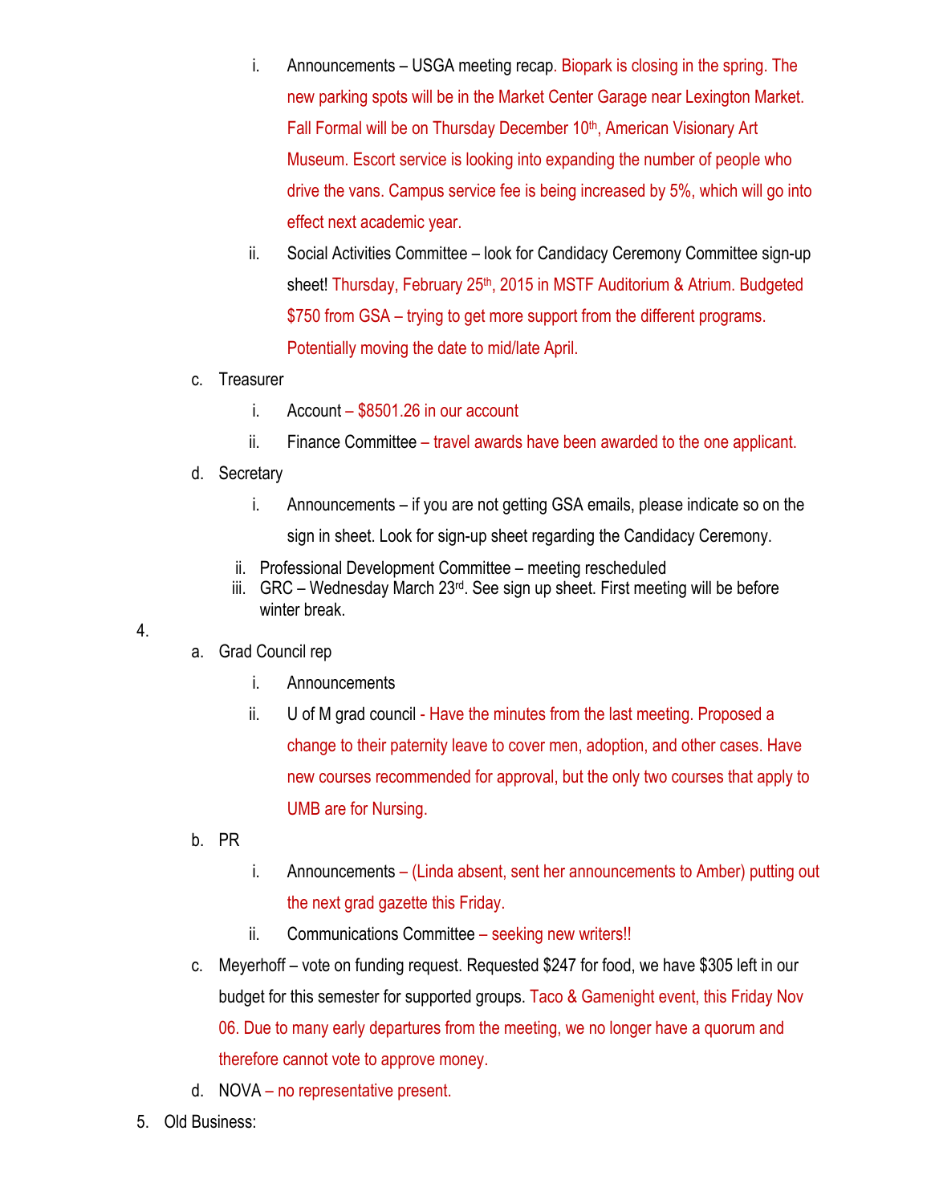i. Announcements – USGA meeting recap. Biopark is closing in the spring. The new parking spots will be in the Market Center Garage near Lexington Market. Fall Formal will be on Thursday December 10th, American Visionary Art Museum. Escort service is looking into expanding the number of people who drive the vans. Campus service fee is being increased by 5%, which will go into effect next academic year.
   ii. Social Activities Committee – look for Candidacy Ceremony Committee sign-up sheet! Thursday, February 25th, 2015 in MSTF Auditorium & Atrium. Budgeted $750 from GSA – trying to get more support from the different programs. Potentially moving the date to mid/late April.

c. Treasurer
   i. Account – $8501.26 in our account
   ii. Finance Committee – travel awards have been awarded to the one applicant.

d. Secretary
   i. Announcements – if you are not getting GSA emails, please indicate so on the sign in sheet. Look for sign-up sheet regarding the Candidacy Ceremony.
   ii. Professional Development Committee – meeting rescheduled
   iii. GRC – Wednesday March 23rd. See sign up sheet. First meeting will be before winter break.

4.
   a. Grad Council rep
      i. Announcements
      ii. U of M grad council - Have the minutes from the last meeting. Proposed a change to their paternity leave to cover men, adoption, and other cases. Have new courses recommended for approval, but the only two courses that apply to UMB are for Nursing.
   b. PR
      i. Announcements – (Linda absent, sent her announcements to Amber) putting out the next grad gazette this Friday.
      ii. Communications Committee – seeking new writers!!
   c. Meyerhoff – vote on funding request. Requested $247 for food, we have $305 left in our budget for this semester for supported groups. Taco & Gamenight event, this Friday Nov 06. Due to many early departures from the meeting, we no longer have a quorum and therefore cannot vote to approve money.
   d. NOVA – no representative present.

5. Old Business: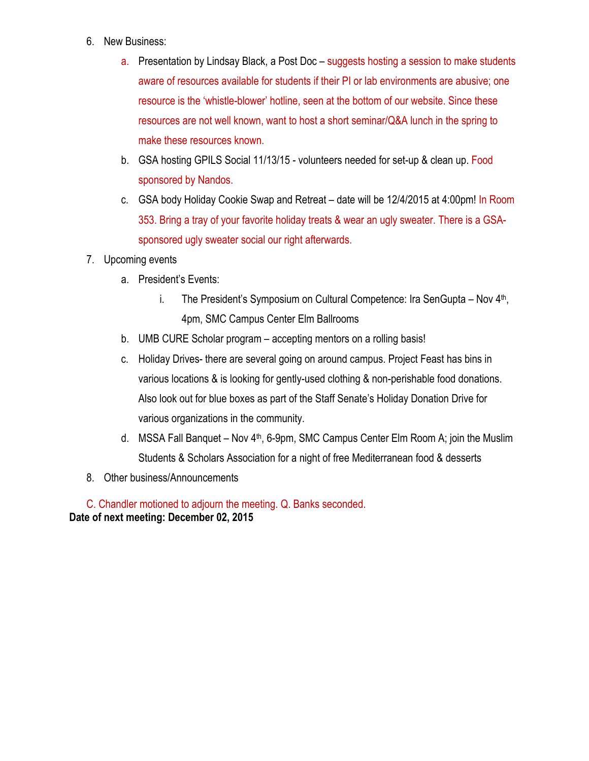6. New Business:
    a. Presentation by Lindsay Black, a Post Doc – suggests hosting a session to make students aware of resources available for students if their PI or lab environments are abusive; one resource is the 'whistle-blower' hotline, seen at the bottom of our website. Since these resources are not well known, want to host a short seminar/Q&A lunch in the spring to make these resources known.
    b. GSA hosting GPILS Social 11/13/15 - volunteers needed for set-up & clean up. Food sponsored by Nandos.
    c. GSA body Holiday Cookie Swap and Retreat – date will be 12/4/2015 at 4:00pm! In Room 353. Bring a tray of your favorite holiday treats & wear an ugly sweater. There is a GSA-sponsored ugly sweater social our right afterwards.
7. Upcoming events
    a. President's Events:
        i. The President's Symposium on Cultural Competence: Ira SenGupta – Nov 4th, 4pm, SMC Campus Center Elm Ballrooms
    b. UMB CURE Scholar program – accepting mentors on a rolling basis!
    c. Holiday Drives- there are several going on around campus. Project Feast has bins in various locations & is looking for gently-used clothing & non-perishable food donations. Also look out for blue boxes as part of the Staff Senate's Holiday Donation Drive for various organizations in the community.
    d. MSSA Fall Banquet – Nov 4th, 6-9pm, SMC Campus Center Elm Room A; join the Muslim Students & Scholars Association for a night of free Mediterranean food & desserts
8. Other business/Announcements

C. Chandler motioned to adjourn the meeting. Q. Banks seconded.

**Date of next meeting: December 02, 2015**